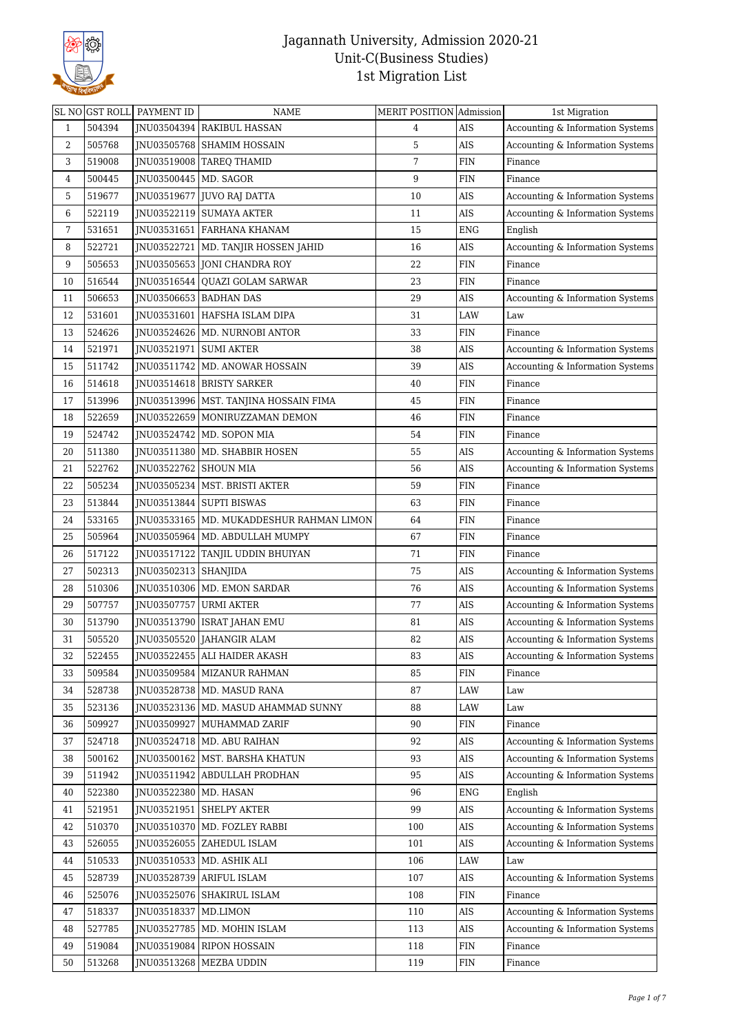# Jagannath University, Admission 2020-21
## Unit-C(Business Studies)
## 1st Migration List

| SL NO | GST ROLL | PAYMENT ID | NAME | MERIT POSITION | Admission | 1st Migration |
|---|---|---|---|---|---|---|
| 1 | 504394 | JNU03504394 | RAKIBUL HASSAN | 4 | AIS | Accounting & Information Systems |
| 2 | 505768 | JNU03505768 | SHAMIM HOSSAIN | 5 | AIS | Accounting & Information Systems |
| 3 | 519008 | JNU03519008 | TAREQ THAMID | 7 | FIN | Finance |
| 4 | 500445 | JNU03500445 | MD. SAGOR | 9 | FIN | Finance |
| 5 | 519677 | JNU03519677 | JUVO RAJ DATTA | 10 | AIS | Accounting & Information Systems |
| 6 | 522119 | JNU03522119 | SUMAYA AKTER | 11 | AIS | Accounting & Information Systems |
| 7 | 531651 | JNU03531651 | FARHANA KHANAM | 15 | ENG | English |
| 8 | 522721 | JNU03522721 | MD. TANJIR HOSSEN JAHID | 16 | AIS | Accounting & Information Systems |
| 9 | 505653 | JNU03505653 | JONI CHANDRA ROY | 22 | FIN | Finance |
| 10 | 516544 | JNU03516544 | QUAZI GOLAM SARWAR | 23 | FIN | Finance |
| 11 | 506653 | JNU03506653 | BADHAN DAS | 29 | AIS | Accounting & Information Systems |
| 12 | 531601 | JNU03531601 | HAFSHA ISLAM DIPA | 31 | LAW | Law |
| 13 | 524626 | JNU03524626 | MD. NURNOBI ANTOR | 33 | FIN | Finance |
| 14 | 521971 | JNU03521971 | SUMI AKTER | 38 | AIS | Accounting & Information Systems |
| 15 | 511742 | JNU03511742 | MD. ANOWAR HOSSAIN | 39 | AIS | Accounting & Information Systems |
| 16 | 514618 | JNU03514618 | BRISTY SARKER | 40 | FIN | Finance |
| 17 | 513996 | JNU03513996 | MST. TANJINA HOSSAIN FIMA | 45 | FIN | Finance |
| 18 | 522659 | JNU03522659 | MONIRUZZAMAN DEMON | 46 | FIN | Finance |
| 19 | 524742 | JNU03524742 | MD. SOPON MIA | 54 | FIN | Finance |
| 20 | 511380 | JNU03511380 | MD. SHABBIR HOSEN | 55 | AIS | Accounting & Information Systems |
| 21 | 522762 | JNU03522762 | SHOUN MIA | 56 | AIS | Accounting & Information Systems |
| 22 | 505234 | JNU03505234 | MST. BRISTI AKTER | 59 | FIN | Finance |
| 23 | 513844 | JNU03513844 | SUPTI BISWAS | 63 | FIN | Finance |
| 24 | 533165 | JNU03533165 | MD. MUKADDESHUR RAHMAN LIMON | 64 | FIN | Finance |
| 25 | 505964 | JNU03505964 | MD. ABDULLAH MUMPY | 67 | FIN | Finance |
| 26 | 517122 | JNU03517122 | TANJIL UDDIN BHUIYAN | 71 | FIN | Finance |
| 27 | 502313 | JNU03502313 | SHANJIDA | 75 | AIS | Accounting & Information Systems |
| 28 | 510306 | JNU03510306 | MD. EMON SARDAR | 76 | AIS | Accounting & Information Systems |
| 29 | 507757 | JNU03507757 | URMI AKTER | 77 | AIS | Accounting & Information Systems |
| 30 | 513790 | JNU03513790 | ISRAT JAHAN EMU | 81 | AIS | Accounting & Information Systems |
| 31 | 505520 | JNU03505520 | JAHANGIR ALAM | 82 | AIS | Accounting & Information Systems |
| 32 | 522455 | JNU03522455 | ALI HAIDER AKASH | 83 | AIS | Accounting & Information Systems |
| 33 | 509584 | JNU03509584 | MIZANUR RAHMAN | 85 | FIN | Finance |
| 34 | 528738 | JNU03528738 | MD. MASUD RANA | 87 | LAW | Law |
| 35 | 523136 | JNU03523136 | MD. MASUD AHAMMAD SUNNY | 88 | LAW | Law |
| 36 | 509927 | JNU03509927 | MUHAMMAD ZARIF | 90 | FIN | Finance |
| 37 | 524718 | JNU03524718 | MD. ABU RAIHAN | 92 | AIS | Accounting & Information Systems |
| 38 | 500162 | JNU03500162 | MST. BARSHA KHATUN | 93 | AIS | Accounting & Information Systems |
| 39 | 511942 | JNU03511942 | ABDULLAH PRODHAN | 95 | AIS | Accounting & Information Systems |
| 40 | 522380 | JNU03522380 | MD. HASAN | 96 | ENG | English |
| 41 | 521951 | JNU03521951 | SHELPY AKTER | 99 | AIS | Accounting & Information Systems |
| 42 | 510370 | JNU03510370 | MD. FOZLEY RABBI | 100 | AIS | Accounting & Information Systems |
| 43 | 526055 | JNU03526055 | ZAHEDUL ISLAM | 101 | AIS | Accounting & Information Systems |
| 44 | 510533 | JNU03510533 | MD. ASHIK ALI | 106 | LAW | Law |
| 45 | 528739 | JNU03528739 | ARIFUL ISLAM | 107 | AIS | Accounting & Information Systems |
| 46 | 525076 | JNU03525076 | SHAKIRUL ISLAM | 108 | FIN | Finance |
| 47 | 518337 | JNU03518337 | MD.LIMON | 110 | AIS | Accounting & Information Systems |
| 48 | 527785 | JNU03527785 | MD. MOHIN ISLAM | 113 | AIS | Accounting & Information Systems |
| 49 | 519084 | JNU03519084 | RIPON HOSSAIN | 118 | FIN | Finance |
| 50 | 513268 | JNU03513268 | MEZBA UDDIN | 119 | FIN | Finance |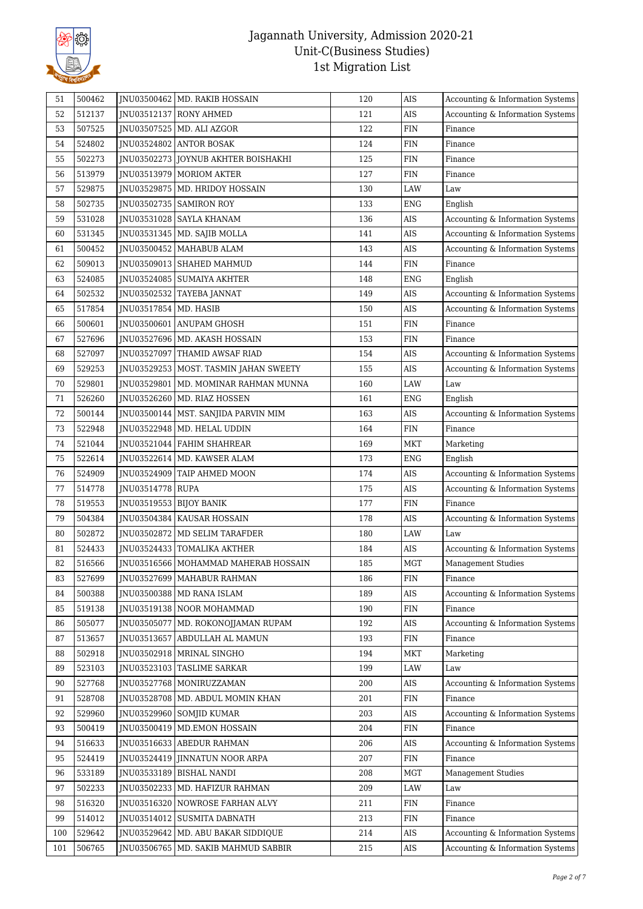# Jagannath University, Admission 2020-21
## Unit-C(Business Studies)
## 1st Migration List

| 51 | 500462 | JNU03500462 | MD. RAKIB HOSSAIN | 120 | AIS | Accounting & Information Systems |
|---|---|---|---|---|---|---|
| 52 | 512137 | JNU03512137 | RONY AHMED | 121 | AIS | Accounting & Information Systems |
| 53 | 507525 | JNU03507525 | MD. ALI AZGOR | 122 | FIN | Finance |
| 54 | 524802 | JNU03524802 | ANTOR BOSAK | 124 | FIN | Finance |
| 55 | 502273 | JNU03502273 | JOYNUB AKHTER BOISHAKHI | 125 | FIN | Finance |
| 56 | 513979 | JNU03513979 | MORIOM AKTER | 127 | FIN | Finance |
| 57 | 529875 | JNU03529875 | MD. HRIDOY HOSSAIN | 130 | LAW | Law |
| 58 | 502735 | JNU03502735 | SAMIRON ROY | 133 | ENG | English |
| 59 | 531028 | JNU03531028 | SAYLA KHANAM | 136 | AIS | Accounting & Information Systems |
| 60 | 531345 | JNU03531345 | MD. SAJIB MOLLA | 141 | AIS | Accounting & Information Systems |
| 61 | 500452 | JNU03500452 | MAHABUB ALAM | 143 | AIS | Accounting & Information Systems |
| 62 | 509013 | JNU03509013 | SHAHED MAHMUD | 144 | FIN | Finance |
| 63 | 524085 | JNU03524085 | SUMAIYA AKHTER | 148 | ENG | English |
| 64 | 502532 | JNU03502532 | TAYEBA JANNAT | 149 | AIS | Accounting & Information Systems |
| 65 | 517854 | JNU03517854 | MD. HASIB | 150 | AIS | Accounting & Information Systems |
| 66 | 500601 | JNU03500601 | ANUPAM GHOSH | 151 | FIN | Finance |
| 67 | 527696 | JNU03527696 | MD. AKASH HOSSAIN | 153 | FIN | Finance |
| 68 | 527097 | JNU03527097 | THAMID AWSAF RIAD | 154 | AIS | Accounting & Information Systems |
| 69 | 529253 | JNU03529253 | MOST. TASMIN JAHAN SWEETY | 155 | AIS | Accounting & Information Systems |
| 70 | 529801 | JNU03529801 | MD. MOMINAR RAHMAN MUNNA | 160 | LAW | Law |
| 71 | 526260 | JNU03526260 | MD. RIAZ HOSSEN | 161 | ENG | English |
| 72 | 500144 | JNU03500144 | MST. SANJIDA PARVIN MIM | 163 | AIS | Accounting & Information Systems |
| 73 | 522948 | JNU03522948 | MD. HELAL UDDIN | 164 | FIN | Finance |
| 74 | 521044 | JNU03521044 | FAHIM SHAHREAR | 169 | MKT | Marketing |
| 75 | 522614 | JNU03522614 | MD. KAWSER ALAM | 173 | ENG | English |
| 76 | 524909 | JNU03524909 | TAIP AHMED MOON | 174 | AIS | Accounting & Information Systems |
| 77 | 514778 | JNU03514778 | RUPA | 175 | AIS | Accounting & Information Systems |
| 78 | 519553 | JNU03519553 | BIJOY BANIK | 177 | FIN | Finance |
| 79 | 504384 | JNU03504384 | KAUSAR HOSSAIN | 178 | AIS | Accounting & Information Systems |
| 80 | 502872 | JNU03502872 | MD SELIM TARAFDER | 180 | LAW | Law |
| 81 | 524433 | JNU03524433 | TOMALIKA AKTHER | 184 | AIS | Accounting & Information Systems |
| 82 | 516566 | JNU03516566 | MOHAMMAD MAHERAB HOSSAIN | 185 | MGT | Management Studies |
| 83 | 527699 | JNU03527699 | MAHABUR RAHMAN | 186 | FIN | Finance |
| 84 | 500388 | JNU03500388 | MD RANA ISLAM | 189 | AIS | Accounting & Information Systems |
| 85 | 519138 | JNU03519138 | NOOR MOHAMMAD | 190 | FIN | Finance |
| 86 | 505077 | JNU03505077 | MD. ROKONOJJAMAN RUPAM | 192 | AIS | Accounting & Information Systems |
| 87 | 513657 | JNU03513657 | ABDULLAH AL MAMUN | 193 | FIN | Finance |
| 88 | 502918 | JNU03502918 | MRINAL SINGHO | 194 | MKT | Marketing |
| 89 | 523103 | JNU03523103 | TASLIME SARKAR | 199 | LAW | Law |
| 90 | 527768 | JNU03527768 | MONIRUZZAMAN | 200 | AIS | Accounting & Information Systems |
| 91 | 528708 | JNU03528708 | MD. ABDUL MOMIN KHAN | 201 | FIN | Finance |
| 92 | 529960 | JNU03529960 | SOMJID KUMAR | 203 | AIS | Accounting & Information Systems |
| 93 | 500419 | JNU03500419 | MD.EMON HOSSAIN | 204 | FIN | Finance |
| 94 | 516633 | JNU03516633 | ABEDUR RAHMAN | 206 | AIS | Accounting & Information Systems |
| 95 | 524419 | JNU03524419 | JINNATUN NOOR ARPA | 207 | FIN | Finance |
| 96 | 533189 | JNU03533189 | BISHAL NANDI | 208 | MGT | Management Studies |
| 97 | 502233 | JNU03502233 | MD. HAFIZUR RAHMAN | 209 | LAW | Law |
| 98 | 516320 | JNU03516320 | NOWROSE FARHAN ALVY | 211 | FIN | Finance |
| 99 | 514012 | JNU03514012 | SUSMITA DABNATH | 213 | FIN | Finance |
| 100 | 529642 | JNU03529642 | MD. ABU BAKAR SIDDIQUE | 214 | AIS | Accounting & Information Systems |
| 101 | 506765 | JNU03506765 | MD. SAKIB MAHMUD SABBIR | 215 | AIS | Accounting & Information Systems |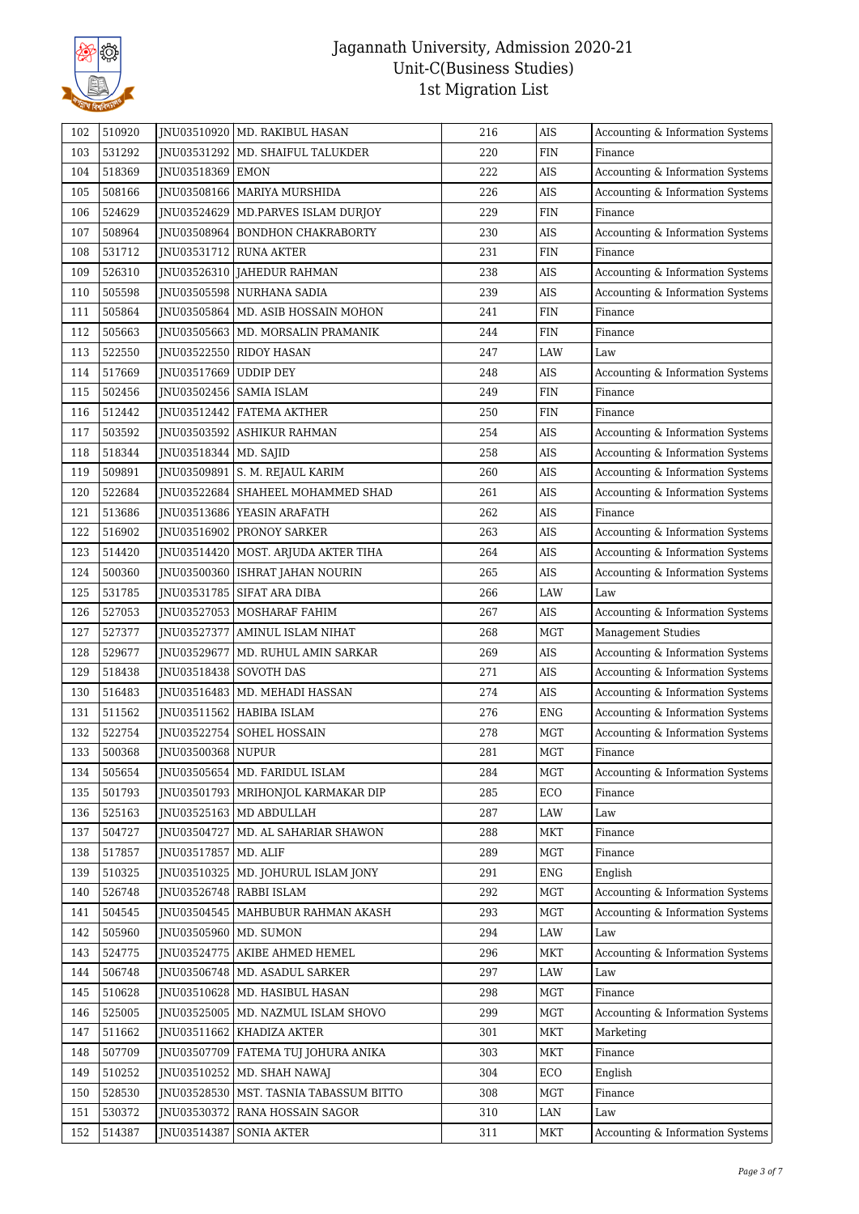# Jagannath University, Admission 2020-21
## Unit-C(Business Studies)
### 1st Migration List

| 102 | 510920 | JNU03510920 | MD. RAKIBUL HASAN | 216 | AIS | Accounting & Information Systems |
|---|---|---|---|---|---|---|
| 103 | 531292 | JNU03531292 | MD. SHAIFUL TALUKDER | 220 | FIN | Finance |
| 104 | 518369 | JNU03518369 | EMON | 222 | AIS | Accounting & Information Systems |
| 105 | 508166 | JNU03508166 | MARIYA MURSHIDA | 226 | AIS | Accounting & Information Systems |
| 106 | 524629 | JNU03524629 | MD.PARVES ISLAM DURJOY | 229 | FIN | Finance |
| 107 | 508964 | JNU03508964 | BONDHON CHAKRABORTY | 230 | AIS | Accounting & Information Systems |
| 108 | 531712 | JNU03531712 | RUNA AKTER | 231 | FIN | Finance |
| 109 | 526310 | JNU03526310 | JAHEDUR RAHMAN | 238 | AIS | Accounting & Information Systems |
| 110 | 505598 | JNU03505598 | NURHANA SADIA | 239 | AIS | Accounting & Information Systems |
| 111 | 505864 | JNU03505864 | MD. ASIB HOSSAIN MOHON | 241 | FIN | Finance |
| 112 | 505663 | JNU03505663 | MD. MORSALIN PRAMANIK | 244 | FIN | Finance |
| 113 | 522550 | JNU03522550 | RIDOY HASAN | 247 | LAW | Law |
| 114 | 517669 | JNU03517669 | UDDIP DEY | 248 | AIS | Accounting & Information Systems |
| 115 | 502456 | JNU03502456 | SAMIA ISLAM | 249 | FIN | Finance |
| 116 | 512442 | JNU03512442 | FATEMA AKTHER | 250 | FIN | Finance |
| 117 | 503592 | JNU03503592 | ASHIKUR RAHMAN | 254 | AIS | Accounting & Information Systems |
| 118 | 518344 | JNU03518344 | MD. SAJID | 258 | AIS | Accounting & Information Systems |
| 119 | 509891 | JNU03509891 | S. M. REJAUL KARIM | 260 | AIS | Accounting & Information Systems |
| 120 | 522684 | JNU03522684 | SHAHEEL MOHAMMED SHAD | 261 | AIS | Accounting & Information Systems |
| 121 | 513686 | JNU03513686 | YEASIN ARAFATH | 262 | AIS | Finance |
| 122 | 516902 | JNU03516902 | PRONOY SARKER | 263 | AIS | Accounting & Information Systems |
| 123 | 514420 | JNU03514420 | MOST. ARJUDA AKTER TIHA | 264 | AIS | Accounting & Information Systems |
| 124 | 500360 | JNU03500360 | ISHRAT JAHAN NOURIN | 265 | AIS | Accounting & Information Systems |
| 125 | 531785 | JNU03531785 | SIFAT ARA DIBA | 266 | LAW | Law |
| 126 | 527053 | JNU03527053 | MOSHARAF FAHIM | 267 | AIS | Accounting & Information Systems |
| 127 | 527377 | JNU03527377 | AMINUL ISLAM NIHAT | 268 | MGT | Management Studies |
| 128 | 529677 | JNU03529677 | MD. RUHUL AMIN SARKAR | 269 | AIS | Accounting & Information Systems |
| 129 | 518438 | JNU03518438 | SOVOTH DAS | 271 | AIS | Accounting & Information Systems |
| 130 | 516483 | JNU03516483 | MD. MEHADI HASSAN | 274 | AIS | Accounting & Information Systems |
| 131 | 511562 | JNU03511562 | HABIBA ISLAM | 276 | ENG | Accounting & Information Systems |
| 132 | 522754 | JNU03522754 | SOHEL HOSSAIN | 278 | MGT | Accounting & Information Systems |
| 133 | 500368 | JNU03500368 | NUPUR | 281 | MGT | Finance |
| 134 | 505654 | JNU03505654 | MD. FARIDUL ISLAM | 284 | MGT | Accounting & Information Systems |
| 135 | 501793 | JNU03501793 | MRIHONJOL KARMAKAR DIP | 285 | ECO | Finance |
| 136 | 525163 | JNU03525163 | MD ABDULLAH | 287 | LAW | Law |
| 137 | 504727 | JNU03504727 | MD. AL SAHARIAR SHAWON | 288 | MKT | Finance |
| 138 | 517857 | JNU03517857 | MD. ALIF | 289 | MGT | Finance |
| 139 | 510325 | JNU03510325 | MD. JOHURUL ISLAM JONY | 291 | ENG | English |
| 140 | 526748 | JNU03526748 | RABBI ISLAM | 292 | MGT | Accounting & Information Systems |
| 141 | 504545 | JNU03504545 | MAHBUBUR RAHMAN AKASH | 293 | MGT | Accounting & Information Systems |
| 142 | 505960 | JNU03505960 | MD. SUMON | 294 | LAW | Law |
| 143 | 524775 | JNU03524775 | AKIBE AHMED HEMEL | 296 | MKT | Accounting & Information Systems |
| 144 | 506748 | JNU03506748 | MD. ASADUL SARKER | 297 | LAW | Law |
| 145 | 510628 | JNU03510628 | MD. HASIBUL HASAN | 298 | MGT | Finance |
| 146 | 525005 | JNU03525005 | MD. NAZMUL ISLAM SHOVO | 299 | MGT | Accounting & Information Systems |
| 147 | 511662 | JNU03511662 | KHADIZA AKTER | 301 | MKT | Marketing |
| 148 | 507709 | JNU03507709 | FATEMA TUJ JOHURA ANIKA | 303 | MKT | Finance |
| 149 | 510252 | JNU03510252 | MD. SHAH NAWAJ | 304 | ECO | English |
| 150 | 528530 | JNU03528530 | MST. TASNIA TABASSUM BITTO | 308 | MGT | Finance |
| 151 | 530372 | JNU03530372 | RANA HOSSAIN SAGOR | 310 | LAN | Law |
| 152 | 514387 | JNU03514387 | SONIA AKTER | 311 | MKT | Accounting & Information Systems |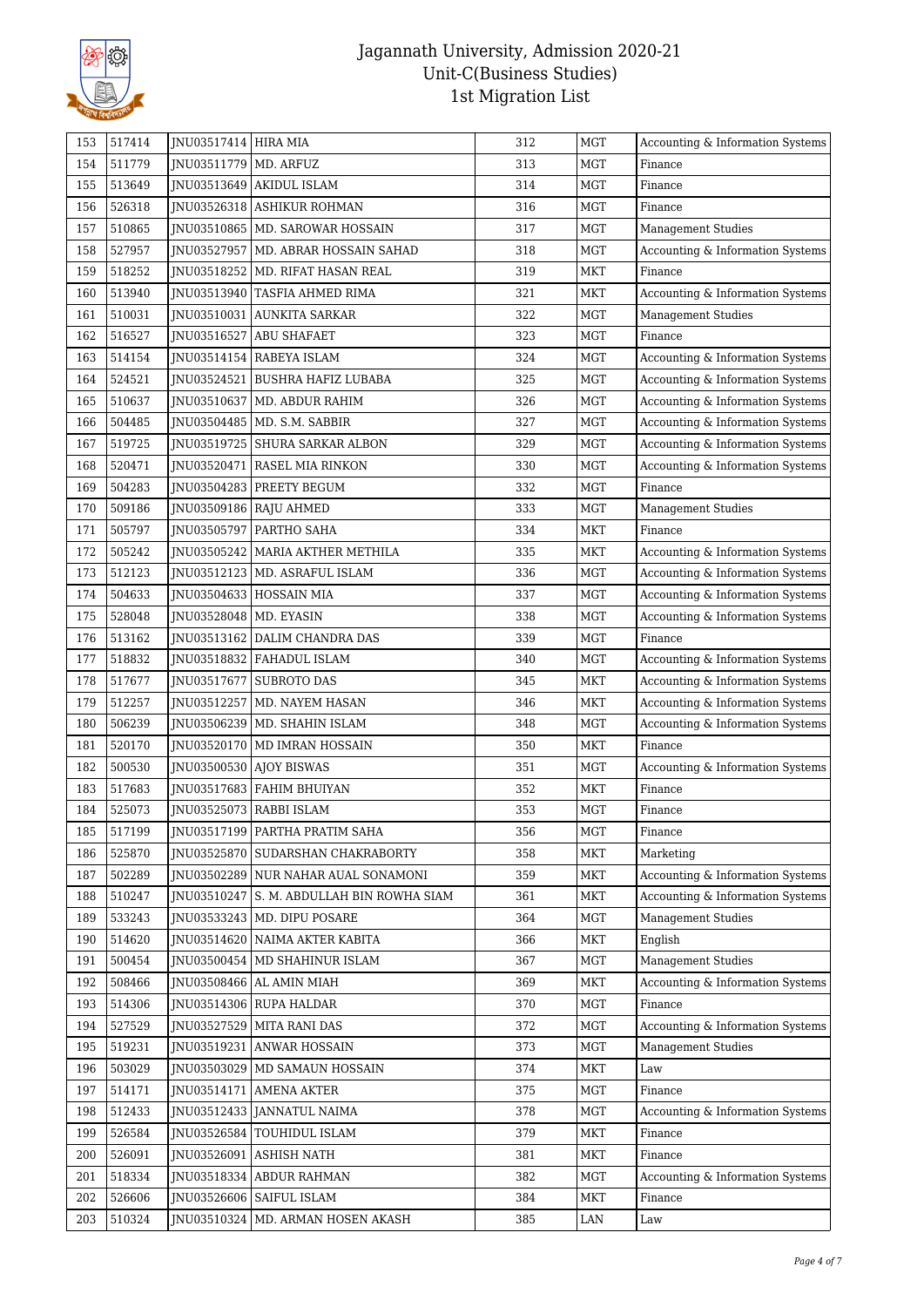# Jagannath University, Admission 2020-21
## Unit-C(Business Studies)
## 1st Migration List

| | | | | | | |
|---|---|---|---|---|---|---|
| 153 | 517414 | JNU03517414 | HIRA MIA | 312 | MGT | Accounting & Information Systems |
| 154 | 511779 | JNU03511779 | MD. ARFUZ | 313 | MGT | Finance |
| 155 | 513649 | JNU03513649 | AKIDUL ISLAM | 314 | MGT | Finance |
| 156 | 526318 | JNU03526318 | ASHIKUR ROHMAN | 316 | MGT | Finance |
| 157 | 510865 | JNU03510865 | MD. SAROWAR HOSSAIN | 317 | MGT | Management Studies |
| 158 | 527957 | JNU03527957 | MD. ABRAR HOSSAIN SAHAD | 318 | MGT | Accounting & Information Systems |
| 159 | 518252 | JNU03518252 | MD. RIFAT HASAN REAL | 319 | MKT | Finance |
| 160 | 513940 | JNU03513940 | TASFIA AHMED RIMA | 321 | MKT | Accounting & Information Systems |
| 161 | 510031 | JNU03510031 | AUNKITA SARKAR | 322 | MGT | Management Studies |
| 162 | 516527 | JNU03516527 | ABU SHAFAET | 323 | MGT | Finance |
| 163 | 514154 | JNU03514154 | RABEYA ISLAM | 324 | MGT | Accounting & Information Systems |
| 164 | 524521 | JNU03524521 | BUSHRA HAFIZ LUBABA | 325 | MGT | Accounting & Information Systems |
| 165 | 510637 | JNU03510637 | MD. ABDUR RAHIM | 326 | MGT | Accounting & Information Systems |
| 166 | 504485 | JNU03504485 | MD. S.M. SABBIR | 327 | MGT | Accounting & Information Systems |
| 167 | 519725 | JNU03519725 | SHURA SARKAR ALBON | 329 | MGT | Accounting & Information Systems |
| 168 | 520471 | JNU03520471 | RASEL MIA RINKON | 330 | MGT | Accounting & Information Systems |
| 169 | 504283 | JNU03504283 | PREETY BEGUM | 332 | MGT | Finance |
| 170 | 509186 | JNU03509186 | RAJU AHMED | 333 | MGT | Management Studies |
| 171 | 505797 | JNU03505797 | PARTHO SAHA | 334 | MKT | Finance |
| 172 | 505242 | JNU03505242 | MARIA AKTHER METHILA | 335 | MKT | Accounting & Information Systems |
| 173 | 512123 | JNU03512123 | MD. ASRAFUL ISLAM | 336 | MGT | Accounting & Information Systems |
| 174 | 504633 | JNU03504633 | HOSSAIN MIA | 337 | MGT | Accounting & Information Systems |
| 175 | 528048 | JNU03528048 | MD. EYASIN | 338 | MGT | Accounting & Information Systems |
| 176 | 513162 | JNU03513162 | DALIM CHANDRA DAS | 339 | MGT | Finance |
| 177 | 518832 | JNU03518832 | FAHADUL ISLAM | 340 | MGT | Accounting & Information Systems |
| 178 | 517677 | JNU03517677 | SUBROTO DAS | 345 | MKT | Accounting & Information Systems |
| 179 | 512257 | JNU03512257 | MD. NAYEM HASAN | 346 | MKT | Accounting & Information Systems |
| 180 | 506239 | JNU03506239 | MD. SHAHIN ISLAM | 348 | MGT | Accounting & Information Systems |
| 181 | 520170 | JNU03520170 | MD IMRAN HOSSAIN | 350 | MKT | Finance |
| 182 | 500530 | JNU03500530 | AJOY BISWAS | 351 | MGT | Accounting & Information Systems |
| 183 | 517683 | JNU03517683 | FAHIM BHUIYAN | 352 | MKT | Finance |
| 184 | 525073 | JNU03525073 | RABBI ISLAM | 353 | MGT | Finance |
| 185 | 517199 | JNU03517199 | PARTHA PRATIM SAHA | 356 | MGT | Finance |
| 186 | 525870 | JNU03525870 | SUDARSHAN CHAKRABORTY | 358 | MKT | Marketing |
| 187 | 502289 | JNU03502289 | NUR NAHAR AUAL SONAMONI | 359 | MKT | Accounting & Information Systems |
| 188 | 510247 | JNU03510247 | S. M. ABDULLAH BIN ROWHA SIAM | 361 | MKT | Accounting & Information Systems |
| 189 | 533243 | JNU03533243 | MD. DIPU POSARE | 364 | MGT | Management Studies |
| 190 | 514620 | JNU03514620 | NAIMA AKTER KABITA | 366 | MKT | English |
| 191 | 500454 | JNU03500454 | MD SHAHINUR ISLAM | 367 | MGT | Management Studies |
| 192 | 508466 | JNU03508466 | AL AMIN MIAH | 369 | MKT | Accounting & Information Systems |
| 193 | 514306 | JNU03514306 | RUPA HALDAR | 370 | MGT | Finance |
| 194 | 527529 | JNU03527529 | MITA RANI DAS | 372 | MGT | Accounting & Information Systems |
| 195 | 519231 | JNU03519231 | ANWAR HOSSAIN | 373 | MGT | Management Studies |
| 196 | 503029 | JNU03503029 | MD SAMAUN HOSSAIN | 374 | MKT | Law |
| 197 | 514171 | JNU03514171 | AMENA AKTER | 375 | MGT | Finance |
| 198 | 512433 | JNU03512433 | JANNATUL NAIMA | 378 | MGT | Accounting & Information Systems |
| 199 | 526584 | JNU03526584 | TOUHIDUL ISLAM | 379 | MKT | Finance |
| 200 | 526091 | JNU03526091 | ASHISH NATH | 381 | MKT | Finance |
| 201 | 518334 | JNU03518334 | ABDUR RAHMAN | 382 | MGT | Accounting & Information Systems |
| 202 | 526606 | JNU03526606 | SAIFUL ISLAM | 384 | MKT | Finance |
| 203 | 510324 | JNU03510324 | MD. ARMAN HOSEN AKASH | 385 | LAN | Law |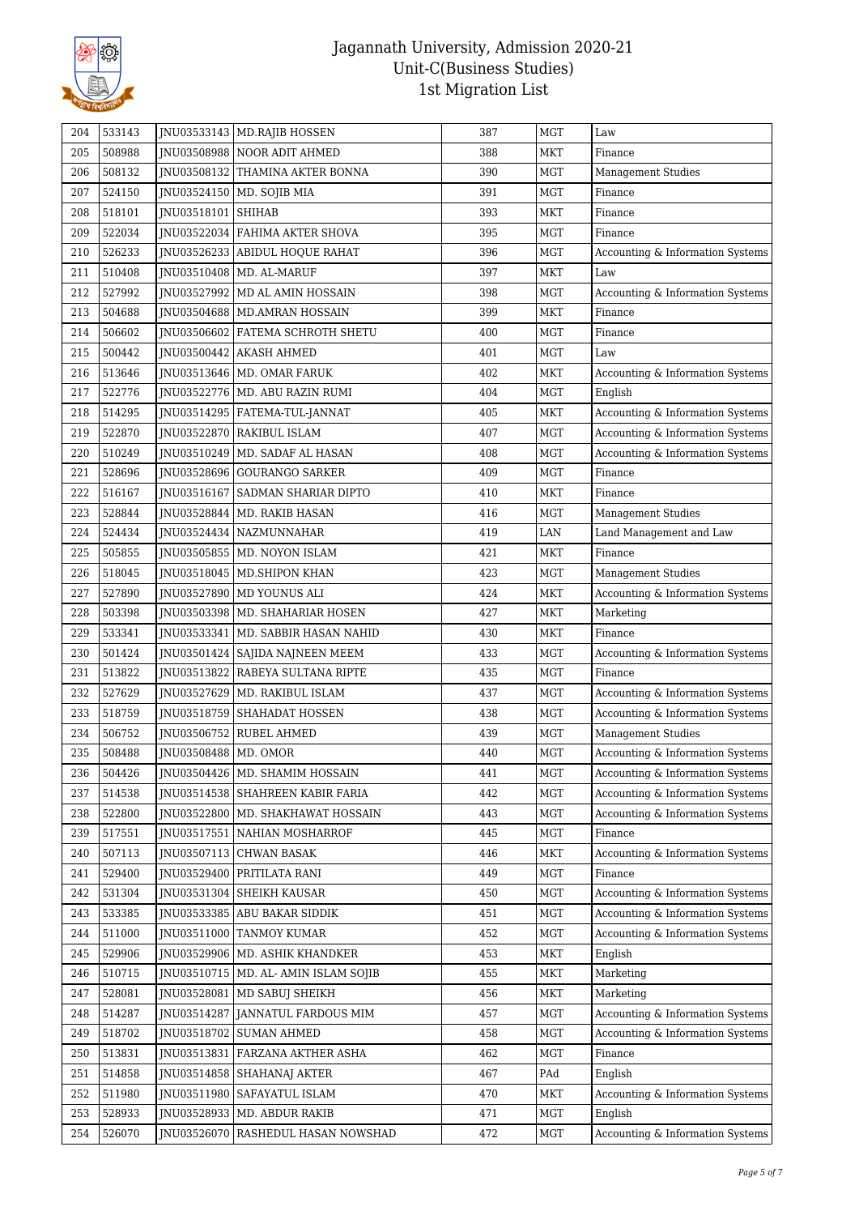# Jagannath University, Admission 2020-21
## Unit-C(Business Studies)
## 1st Migration List

| | | | | | | |
|---|---|---|---|---|---|---|
| 204 | 533143 | JNU03533143 | MD.RAJIB HOSSEN | 387 | MGT | Law |
| 205 | 508988 | JNU03508988 | NOOR ADIT AHMED | 388 | MKT | Finance |
| 206 | 508132 | JNU03508132 | THAMINA AKTER BONNA | 390 | MGT | Management Studies |
| 207 | 524150 | JNU03524150 | MD. SOJIB MIA | 391 | MGT | Finance |
| 208 | 518101 | JNU03518101 | SHIHAB | 393 | MKT | Finance |
| 209 | 522034 | JNU03522034 | FAHIMA AKTER SHOVA | 395 | MGT | Finance |
| 210 | 526233 | JNU03526233 | ABIDUL HOQUE RAHAT | 396 | MGT | Accounting & Information Systems |
| 211 | 510408 | JNU03510408 | MD. AL-MARUF | 397 | MKT | Law |
| 212 | 527992 | JNU03527992 | MD AL AMIN HOSSAIN | 398 | MGT | Accounting & Information Systems |
| 213 | 504688 | JNU03504688 | MD.AMRAN HOSSAIN | 399 | MKT | Finance |
| 214 | 506602 | JNU03506602 | FATEMA SCHROTH SHETU | 400 | MGT | Finance |
| 215 | 500442 | JNU03500442 | AKASH AHMED | 401 | MGT | Law |
| 216 | 513646 | JNU03513646 | MD. OMAR FARUK | 402 | MKT | Accounting & Information Systems |
| 217 | 522776 | JNU03522776 | MD. ABU RAZIN RUMI | 404 | MGT | English |
| 218 | 514295 | JNU03514295 | FATEMA-TUL-JANNAT | 405 | MKT | Accounting & Information Systems |
| 219 | 522870 | JNU03522870 | RAKIBUL ISLAM | 407 | MGT | Accounting & Information Systems |
| 220 | 510249 | JNU03510249 | MD. SADAF AL HASAN | 408 | MGT | Accounting & Information Systems |
| 221 | 528696 | JNU03528696 | GOURANGO SARKER | 409 | MGT | Finance |
| 222 | 516167 | JNU03516167 | SADMAN SHARIAR DIPTO | 410 | MKT | Finance |
| 223 | 528844 | JNU03528844 | MD. RAKIB HASAN | 416 | MGT | Management Studies |
| 224 | 524434 | JNU03524434 | NAZMUNNAHAR | 419 | LAN | Land Management and Law |
| 225 | 505855 | JNU03505855 | MD. NOYON ISLAM | 421 | MKT | Finance |
| 226 | 518045 | JNU03518045 | MD.SHIPON KHAN | 423 | MGT | Management Studies |
| 227 | 527890 | JNU03527890 | MD YOUNUS ALI | 424 | MKT | Accounting & Information Systems |
| 228 | 503398 | JNU03503398 | MD. SHAHARIAR HOSEN | 427 | MKT | Marketing |
| 229 | 533341 | JNU03533341 | MD. SABBIR HASAN NAHID | 430 | MKT | Finance |
| 230 | 501424 | JNU03501424 | SAJIDA NAJNEEN MEEM | 433 | MGT | Accounting & Information Systems |
| 231 | 513822 | JNU03513822 | RABEYA SULTANA RIPTE | 435 | MGT | Finance |
| 232 | 527629 | JNU03527629 | MD. RAKIBUL ISLAM | 437 | MGT | Accounting & Information Systems |
| 233 | 518759 | JNU03518759 | SHAHADAT HOSSEN | 438 | MGT | Accounting & Information Systems |
| 234 | 506752 | JNU03506752 | RUBEL AHMED | 439 | MGT | Management Studies |
| 235 | 508488 | JNU03508488 | MD. OMOR | 440 | MGT | Accounting & Information Systems |
| 236 | 504426 | JNU03504426 | MD. SHAMIM HOSSAIN | 441 | MGT | Accounting & Information Systems |
| 237 | 514538 | JNU03514538 | SHAHREEN KABIR FARIA | 442 | MGT | Accounting & Information Systems |
| 238 | 522800 | JNU03522800 | MD. SHAKHAWAT HOSSAIN | 443 | MGT | Accounting & Information Systems |
| 239 | 517551 | JNU03517551 | NAHIAN MOSHARROF | 445 | MGT | Finance |
| 240 | 507113 | JNU03507113 | CHWAN BASAK | 446 | MKT | Accounting & Information Systems |
| 241 | 529400 | JNU03529400 | PRITILATA RANI | 449 | MGT | Finance |
| 242 | 531304 | JNU03531304 | SHEIKH KAUSAR | 450 | MGT | Accounting & Information Systems |
| 243 | 533385 | JNU03533385 | ABU BAKAR SIDDIK | 451 | MGT | Accounting & Information Systems |
| 244 | 511000 | JNU03511000 | TANMOY KUMAR | 452 | MGT | Accounting & Information Systems |
| 245 | 529906 | JNU03529906 | MD. ASHIK KHANDKER | 453 | MKT | English |
| 246 | 510715 | JNU03510715 | MD. AL- AMIN ISLAM SOJIB | 455 | MKT | Marketing |
| 247 | 528081 | JNU03528081 | MD SABUJ SHEIKH | 456 | MKT | Marketing |
| 248 | 514287 | JNU03514287 | JANNATUL FARDOUS MIM | 457 | MGT | Accounting & Information Systems |
| 249 | 518702 | JNU03518702 | SUMAN AHMED | 458 | MGT | Accounting & Information Systems |
| 250 | 513831 | JNU03513831 | FARZANA AKTHER ASHA | 462 | MGT | Finance |
| 251 | 514858 | JNU03514858 | SHAHANAJ AKTER | 467 | PAd | English |
| 252 | 511980 | JNU03511980 | SAFAYATUL ISLAM | 470 | MKT | Accounting & Information Systems |
| 253 | 528933 | JNU03528933 | MD. ABDUR RAKIB | 471 | MGT | English |
| 254 | 526070 | JNU03526070 | RASHEDUL HASAN NOWSHAD | 472 | MGT | Accounting & Information Systems |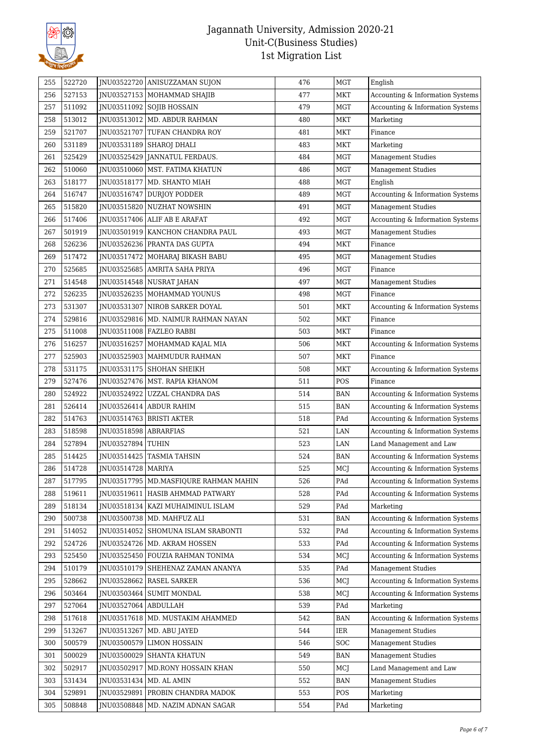# Jagannath University, Admission 2020-21
## Unit-C(Business Studies)
## 1st Migration List

| | | | | | | |
|---|---|---|---|---|---|---|
| 255 | 522720 | JNU03522720 | ANISUZZAMAN SUJON | 476 | MGT | English |
| 256 | 527153 | JNU03527153 | MOHAMMAD SHAJIB | 477 | MKT | Accounting & Information Systems |
| 257 | 511092 | JNU03511092 | SOJIB HOSSAIN | 479 | MGT | Accounting & Information Systems |
| 258 | 513012 | JNU03513012 | MD. ABDUR RAHMAN | 480 | MKT | Marketing |
| 259 | 521707 | JNU03521707 | TUFAN CHANDRA ROY | 481 | MKT | Finance |
| 260 | 531189 | JNU03531189 | SHAROJ DHALI | 483 | MKT | Marketing |
| 261 | 525429 | JNU03525429 | JANNATUL FERDAUS. | 484 | MGT | Management Studies |
| 262 | 510060 | JNU03510060 | MST. FATIMA KHATUN | 486 | MGT | Management Studies |
| 263 | 518177 | JNU03518177 | MD. SHANTO MIAH | 488 | MGT | English |
| 264 | 516747 | JNU03516747 | DURJOY PODDER | 489 | MGT | Accounting & Information Systems |
| 265 | 515820 | JNU03515820 | NUZHAT NOWSHIN | 491 | MGT | Management Studies |
| 266 | 517406 | JNU03517406 | ALIF AB E ARAFAT | 492 | MGT | Accounting & Information Systems |
| 267 | 501919 | JNU03501919 | KANCHON CHANDRA PAUL | 493 | MGT | Management Studies |
| 268 | 526236 | JNU03526236 | PRANTA DAS GUPTA | 494 | MKT | Finance |
| 269 | 517472 | JNU03517472 | MOHARAJ BIKASH BABU | 495 | MGT | Management Studies |
| 270 | 525685 | JNU03525685 | AMRITA SAHA PRIYA | 496 | MGT | Finance |
| 271 | 514548 | JNU03514548 | NUSRAT JAHAN | 497 | MGT | Management Studies |
| 272 | 526235 | JNU03526235 | MOHAMMAD YOUNUS | 498 | MGT | Finance |
| 273 | 531307 | JNU03531307 | NIROB SARKER DOYAL | 501 | MKT | Accounting & Information Systems |
| 274 | 529816 | JNU03529816 | MD. NAIMUR RAHMAN NAYAN | 502 | MKT | Finance |
| 275 | 511008 | JNU03511008 | FAZLEO RABBI | 503 | MKT | Finance |
| 276 | 516257 | JNU03516257 | MOHAMMAD KAJAL MIA | 506 | MKT | Accounting & Information Systems |
| 277 | 525903 | JNU03525903 | MAHMUDUR RAHMAN | 507 | MKT | Finance |
| 278 | 531175 | JNU03531175 | SHOHAN SHEIKH | 508 | MKT | Accounting & Information Systems |
| 279 | 527476 | JNU03527476 | MST. RAPIA KHANOM | 511 | POS | Finance |
| 280 | 524922 | JNU03524922 | UZZAL CHANDRA DAS | 514 | BAN | Accounting & Information Systems |
| 281 | 526414 | JNU03526414 | ABDUR RAHIM | 515 | BAN | Accounting & Information Systems |
| 282 | 514763 | JNU03514763 | BRISTI AKTER | 518 | PAd | Accounting & Information Systems |
| 283 | 518598 | JNU03518598 | ABRARFIAS | 521 | LAN | Accounting & Information Systems |
| 284 | 527894 | JNU03527894 | TUHIN | 523 | LAN | Land Management and Law |
| 285 | 514425 | JNU03514425 | TASMIA TAHSIN | 524 | BAN | Accounting & Information Systems |
| 286 | 514728 | JNU03514728 | MARIYA | 525 | MCJ | Accounting & Information Systems |
| 287 | 517795 | JNU03517795 | MD.MASFIQURE RAHMAN MAHIN | 526 | PAd | Accounting & Information Systems |
| 288 | 519611 | JNU03519611 | HASIB AHMMAD PATWARY | 528 | PAd | Accounting & Information Systems |
| 289 | 518134 | JNU03518134 | KAZI MUHAIMINUL ISLAM | 529 | PAd | Marketing |
| 290 | 500738 | JNU03500738 | MD. MAHFUZ ALI | 531 | BAN | Accounting & Information Systems |
| 291 | 514052 | JNU03514052 | SHOMUNA ISLAM SRABONTI | 532 | PAd | Accounting & Information Systems |
| 292 | 524726 | JNU03524726 | MD. AKRAM HOSSEN | 533 | PAd | Accounting & Information Systems |
| 293 | 525450 | JNU03525450 | FOUZIA RAHMAN TONIMA | 534 | MCJ | Accounting & Information Systems |
| 294 | 510179 | JNU03510179 | SHEHENAZ ZAMAN ANANYA | 535 | PAd | Management Studies |
| 295 | 528662 | JNU03528662 | RASEL SARKER | 536 | MCJ | Accounting & Information Systems |
| 296 | 503464 | JNU03503464 | SUMIT MONDAL | 538 | MCJ | Accounting & Information Systems |
| 297 | 527064 | JNU03527064 | ABDULLAH | 539 | PAd | Marketing |
| 298 | 517618 | JNU03517618 | MD. MUSTAKIM AHAMMED | 542 | BAN | Accounting & Information Systems |
| 299 | 513267 | JNU03513267 | MD. ABU JAYED | 544 | IER | Management Studies |
| 300 | 500579 | JNU03500579 | LIMON HOSSAIN | 546 | SOC | Management Studies |
| 301 | 500029 | JNU03500029 | SHANTA KHATUN | 549 | BAN | Management Studies |
| 302 | 502917 | JNU03502917 | MD.RONY HOSSAIN KHAN | 550 | MCJ | Land Management and Law |
| 303 | 531434 | JNU03531434 | MD. AL AMIN | 552 | BAN | Management Studies |
| 304 | 529891 | JNU03529891 | PROBIN CHANDRA MADOK | 553 | POS | Marketing |
| 305 | 508848 | JNU03508848 | MD. NAZIM ADNAN SAGAR | 554 | PAd | Marketing |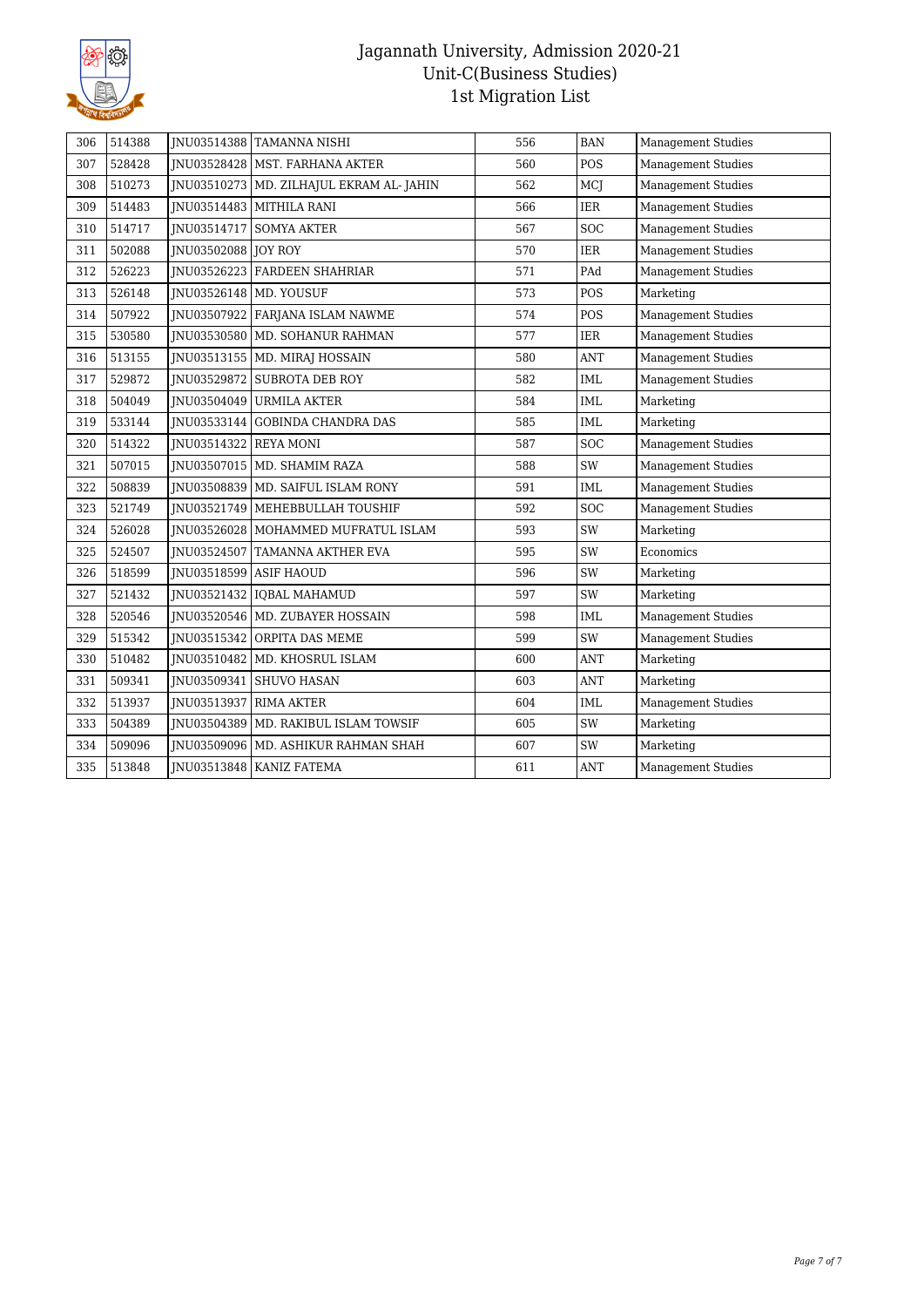# Jagannath University, Admission 2020-21
## Unit-C(Business Studies)
## 1st Migration List

| | | | | | | |
|---|---|---|---|---|---|---|
| 306 | 514388 | JNU03514388 | TAMANNA NISHI | 556 | BAN | Management Studies |
| 307 | 528428 | JNU03528428 | MST. FARHANA AKTER | 560 | POS | Management Studies |
| 308 | 510273 | JNU03510273 | MD. ZILHAJUL EKRAM AL- JAHIN | 562 | MCJ | Management Studies |
| 309 | 514483 | JNU03514483 | MITHILA RANI | 566 | IER | Management Studies |
| 310 | 514717 | JNU03514717 | SOMYA AKTER | 567 | SOC | Management Studies |
| 311 | 502088 | JNU03502088 | JOY ROY | 570 | IER | Management Studies |
| 312 | 526223 | JNU03526223 | FARDEEN SHAHRIAR | 571 | PAd | Management Studies |
| 313 | 526148 | JNU03526148 | MD. YOUSUF | 573 | POS | Marketing |
| 314 | 507922 | JNU03507922 | FARJANA ISLAM NAWME | 574 | POS | Management Studies |
| 315 | 530580 | JNU03530580 | MD. SOHANUR RAHMAN | 577 | IER | Management Studies |
| 316 | 513155 | JNU03513155 | MD. MIRAJ HOSSAIN | 580 | ANT | Management Studies |
| 317 | 529872 | JNU03529872 | SUBROTA DEB ROY | 582 | IML | Management Studies |
| 318 | 504049 | JNU03504049 | URMILA AKTER | 584 | IML | Marketing |
| 319 | 533144 | JNU03533144 | GOBINDA CHANDRA DAS | 585 | IML | Marketing |
| 320 | 514322 | JNU03514322 | REYA MONI | 587 | SOC | Management Studies |
| 321 | 507015 | JNU03507015 | MD. SHAMIM RAZA | 588 | SW | Management Studies |
| 322 | 508839 | JNU03508839 | MD. SAIFUL ISLAM RONY | 591 | IML | Management Studies |
| 323 | 521749 | JNU03521749 | MEHEBBULLAH TOUSHIF | 592 | SOC | Management Studies |
| 324 | 526028 | JNU03526028 | MOHAMMED MUFRATUL ISLAM | 593 | SW | Marketing |
| 325 | 524507 | JNU03524507 | TAMANNA AKTHER EVA | 595 | SW | Economics |
| 326 | 518599 | JNU03518599 | ASIF HAOUD | 596 | SW | Marketing |
| 327 | 521432 | JNU03521432 | IQBAL MAHAMUD | 597 | SW | Marketing |
| 328 | 520546 | JNU03520546 | MD. ZUBAYER HOSSAIN | 598 | IML | Management Studies |
| 329 | 515342 | JNU03515342 | ORPITA DAS MEME | 599 | SW | Management Studies |
| 330 | 510482 | JNU03510482 | MD. KHOSRUL ISLAM | 600 | ANT | Marketing |
| 331 | 509341 | JNU03509341 | SHUVO HASAN | 603 | ANT | Marketing |
| 332 | 513937 | JNU03513937 | RIMA AKTER | 604 | IML | Management Studies |
| 333 | 504389 | JNU03504389 | MD. RAKIBUL ISLAM TOWSIF | 605 | SW | Marketing |
| 334 | 509096 | JNU03509096 | MD. ASHIKUR RAHMAN SHAH | 607 | SW | Marketing |
| 335 | 513848 | JNU03513848 | KANIZ FATEMA | 611 | ANT | Management Studies |